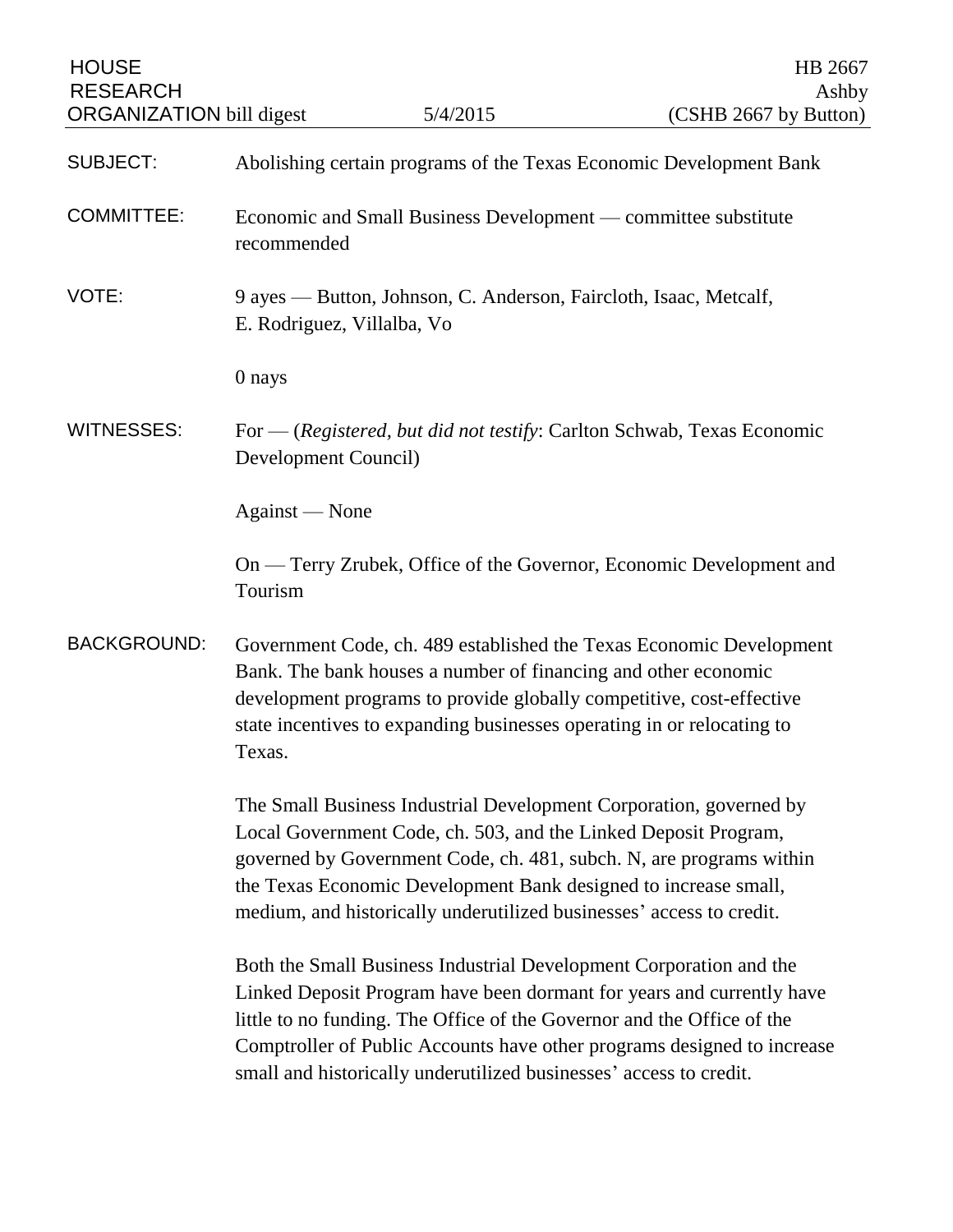HOUSE RESEARCH ORGANIZATION bill digest — 5/4/2015 — HB 2667, Ashby (CSHB 2667 by Button)

**SUBJECT:** Abolishing certain programs of the Texas Economic Development Bank

**COMMITTEE:** Economic and Small Business Development — committee substitute recommended

**VOTE:** 9 ayes — Button, Johnson, C. Anderson, Faircloth, Isaac, Metcalf, E. Rodriguez, Villalba, Vo

0 nays

**WITNESSES:** For — (*Registered, but did not testify*: Carlton Schwab, Texas Economic Development Council)

Against — None

On — Terry Zrubek, Office of the Governor, Economic Development and Tourism

**BACKGROUND:** Government Code, ch. 489 established the Texas Economic Development Bank. The bank houses a number of financing and other economic development programs to provide globally competitive, cost-effective state incentives to expanding businesses operating in or relocating to Texas.

The Small Business Industrial Development Corporation, governed by Local Government Code, ch. 503, and the Linked Deposit Program, governed by Government Code, ch. 481, subch. N, are programs within the Texas Economic Development Bank designed to increase small, medium, and historically underutilized businesses' access to credit.

Both the Small Business Industrial Development Corporation and the Linked Deposit Program have been dormant for years and currently have little to no funding. The Office of the Governor and the Office of the Comptroller of Public Accounts have other programs designed to increase small and historically underutilized businesses' access to credit.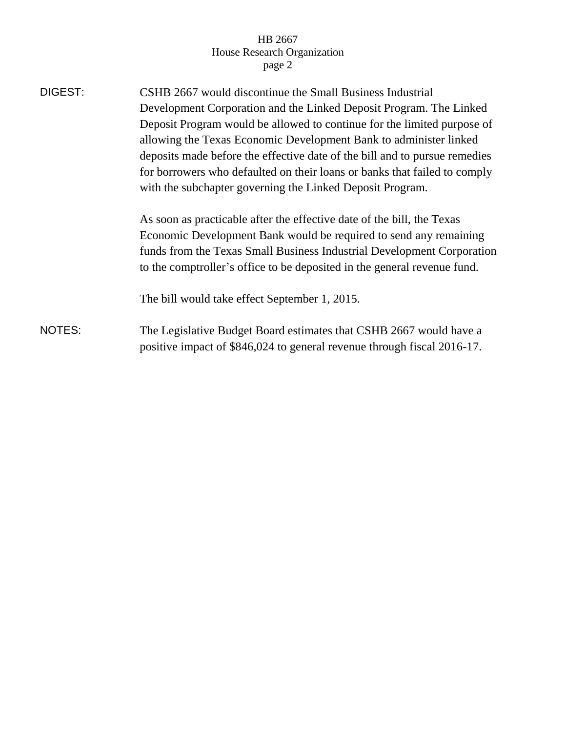**DIGEST:**

CSHB 2667 would discontinue the Small Business Industrial Development Corporation and the Linked Deposit Program. The Linked Deposit Program would be allowed to continue for the limited purpose of allowing the Texas Economic Development Bank to administer linked deposits made before the effective date of the bill and to pursue remedies for borrowers who defaulted on their loans or banks that failed to comply with the subchapter governing the Linked Deposit Program.

As soon as practicable after the effective date of the bill, the Texas Economic Development Bank would be required to send any remaining funds from the Texas Small Business Industrial Development Corporation to the comptroller's office to be deposited in the general revenue fund.

The bill would take effect September 1, 2015.

**NOTES:**

The Legislative Budget Board estimates that CSHB 2667 would have a positive impact of $846,024 to general revenue through fiscal 2016-17.